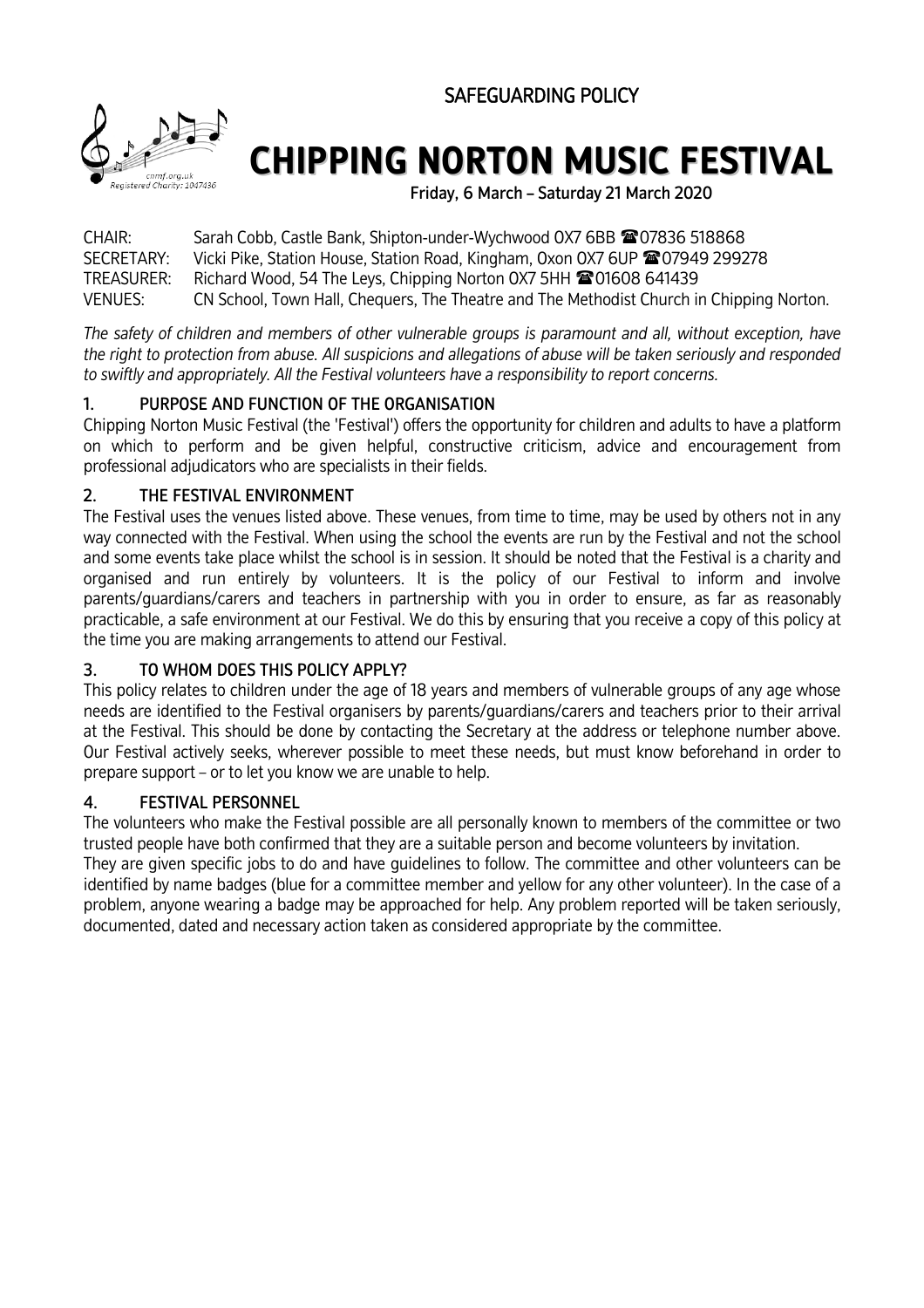SAFEGUARDING POLICY

# CHIPPING NORTON MUSIC FESTIVAL

cnmf.org.uk
Registered Charity: 1047436

**Friday, 6 March – Saturday 21 March 2020**

CHAIR: Sarah Cobb, Castle Bank, Shipton-under-Wychwood OX7 6BB ☎07836 518868
SECRETARY: Vicki Pike, Station House, Station Road, Kingham, Oxon OX7 6UP ☎07949 299278
TREASURER: Richard Wood, 54 The Leys, Chipping Norton OX7 5HH ☎01608 641439
VENUES: CN School, Town Hall, Chequers, The Theatre and The Methodist Church in Chipping Norton.

*The safety of children and members of other vulnerable groups is paramount and all, without exception, have the right to protection from abuse. All suspicions and allegations of abuse will be taken seriously and responded to swiftly and appropriately. All the Festival volunteers have a responsibility to report concerns.*

## 1. PURPOSE AND FUNCTION OF THE ORGANISATION

Chipping Norton Music Festival (the 'Festival') offers the opportunity for children and adults to have a platform on which to perform and be given helpful, constructive criticism, advice and encouragement from professional adjudicators who are specialists in their fields.

## 2. THE FESTIVAL ENVIRONMENT

The Festival uses the venues listed above. These venues, from time to time, may be used by others not in any way connected with the Festival. When using the school the events are run by the Festival and not the school and some events take place whilst the school is in session. It should be noted that the Festival is a charity and organised and run entirely by volunteers. It is the policy of our Festival to inform and involve parents/guardians/carers and teachers in partnership with you in order to ensure, as far as reasonably practicable, a safe environment at our Festival. We do this by ensuring that you receive a copy of this policy at the time you are making arrangements to attend our Festival.

## 3. TO WHOM DOES THIS POLICY APPLY?

This policy relates to children under the age of 18 years and members of vulnerable groups of any age whose needs are identified to the Festival organisers by parents/guardians/carers and teachers prior to their arrival at the Festival. This should be done by contacting the Secretary at the address or telephone number above. Our Festival actively seeks, wherever possible to meet these needs, but must know beforehand in order to prepare support – or to let you know we are unable to help.

## 4. FESTIVAL PERSONNEL

The volunteers who make the Festival possible are all personally known to members of the committee or two trusted people have both confirmed that they are a suitable person and become volunteers by invitation.
They are given specific jobs to do and have guidelines to follow. The committee and other volunteers can be identified by name badges (blue for a committee member and yellow for any other volunteer). In the case of a problem, anyone wearing a badge may be approached for help. Any problem reported will be taken seriously, documented, dated and necessary action taken as considered appropriate by the committee.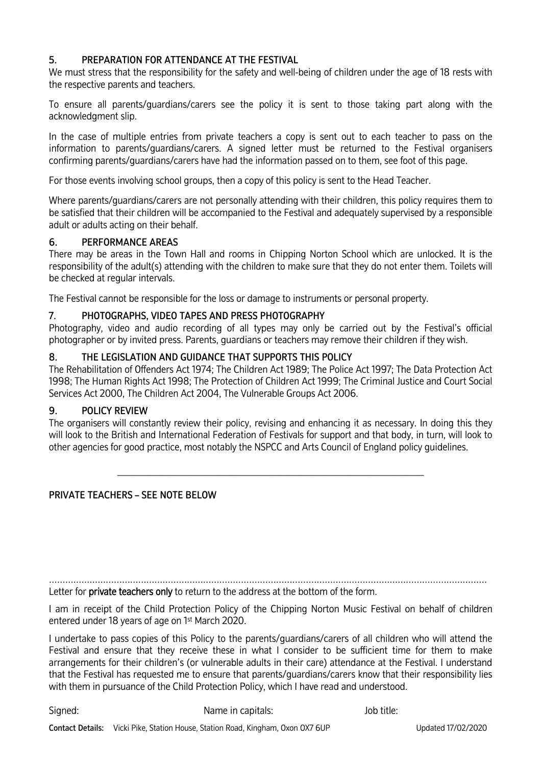## 5. PREPARATION FOR ATTENDANCE AT THE FESTIVAL

We must stress that the responsibility for the safety and well-being of children under the age of 18 rests with the respective parents and teachers.

To ensure all parents/guardians/carers see the policy it is sent to those taking part along with the acknowledgment slip.

In the case of multiple entries from private teachers a copy is sent out to each teacher to pass on the information to parents/guardians/carers. A signed letter must be returned to the Festival organisers confirming parents/guardians/carers have had the information passed on to them, see foot of this page.

For those events involving school groups, then a copy of this policy is sent to the Head Teacher.

Where parents/guardians/carers are not personally attending with their children, this policy requires them to be satisfied that their children will be accompanied to the Festival and adequately supervised by a responsible adult or adults acting on their behalf.

## 6. PERFORMANCE AREAS

There may be areas in the Town Hall and rooms in Chipping Norton School which are unlocked. It is the responsibility of the adult(s) attending with the children to make sure that they do not enter them. Toilets will be checked at regular intervals.

The Festival cannot be responsible for the loss or damage to instruments or personal property.

## 7. PHOTOGRAPHS, VIDEO TAPES AND PRESS PHOTOGRAPHY

Photography, video and audio recording of all types may only be carried out by the Festival's official photographer or by invited press. Parents, guardians or teachers may remove their children if they wish.

## 8. THE LEGISLATION AND GUIDANCE THAT SUPPORTS THIS POLICY

The Rehabilitation of Offenders Act 1974; The Children Act 1989; The Police Act 1997; The Data Protection Act 1998; The Human Rights Act 1998; The Protection of Children Act 1999; The Criminal Justice and Court Social Services Act 2000, The Children Act 2004, The Vulnerable Groups Act 2006.

## 9. POLICY REVIEW

The organisers will constantly review their policy, revising and enhancing it as necessary. In doing this they will look to the British and International Federation of Festivals for support and that body, in turn, will look to other agencies for good practice, most notably the NSPCC and Arts Council of England policy guidelines.

---

**PRIVATE TEACHERS – SEE NOTE BELOW**

.................................................................................................................................................................

Letter for **private teachers only** to return to the address at the bottom of the form.

I am in receipt of the Child Protection Policy of the Chipping Norton Music Festival on behalf of children entered under 18 years of age on 1st March 2020.

I undertake to pass copies of this Policy to the parents/guardians/carers of all children who will attend the Festival and ensure that they receive these in what I consider to be sufficient time for them to make arrangements for their children's (or vulnerable adults in their care) attendance at the Festival. I understand that the Festival has requested me to ensure that parents/guardians/carers know that their responsibility lies with them in pursuance of the Child Protection Policy, which I have read and understood.

Signed: Name in capitals: Job title:

**Contact Details:** Vicki Pike, Station House, Station Road, Kingham, Oxon OX7 6UP

Updated 17/02/2020